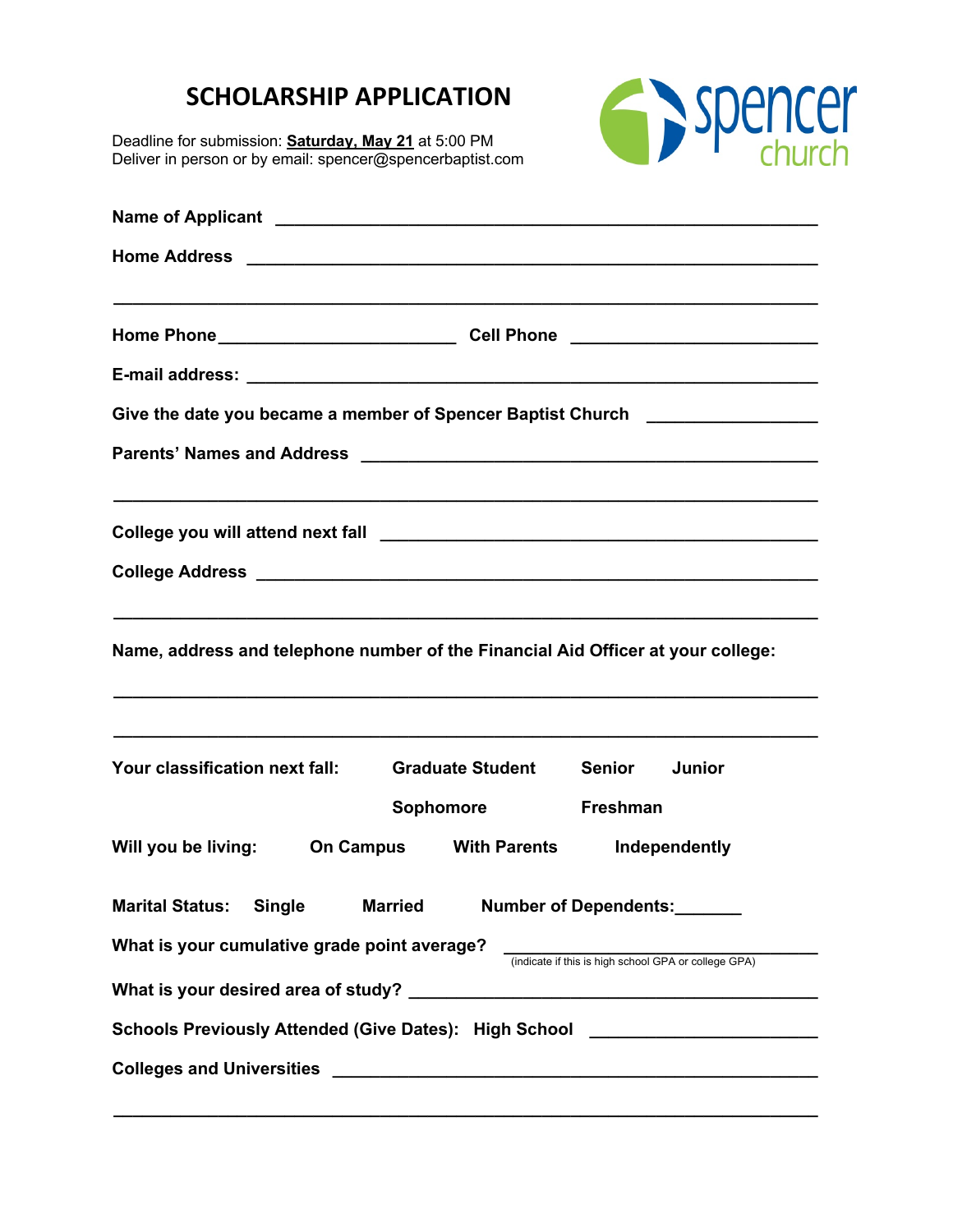# SCHOLARSHIP APPLICATION

Deadline for submission: **Saturday, May 21** at 5:00 PM
Deliver in person or by email: spencer@spencerbaptist.com

spencer church

**Name of Applicant** ____________________________________________

**Home Address** ____________________________________________

____________________________________________

**Home Phone** ________________________ **Cell Phone** ________________________

**E-mail address:** ____________________________________________

**Give the date you became a member of Spencer Baptist Church** ________________

**Parents' Names and Address** ____________________________________________

____________________________________________

**College you will attend next fall** ____________________________________________

**College Address** ____________________________________________

____________________________________________

**Name, address and telephone number of the Financial Aid Officer at your college:**

____________________________________________

____________________________________________

**Your classification next fall:** **Graduate Student** **Senior** **Junior** **Sophomore** **Freshman**

**Will you be living:** **On Campus** **With Parents** **Independently**

**Marital Status:** **Single** **Married** **Number of Dependents:**_______

**What is your cumulative grade point average?** ________________________
(indicate if this is high school GPA or college GPA)

**What is your desired area of study?** ____________________________________________

**Schools Previously Attended (Give Dates): High School** ________________________

**Colleges and Universities** ____________________________________________

____________________________________________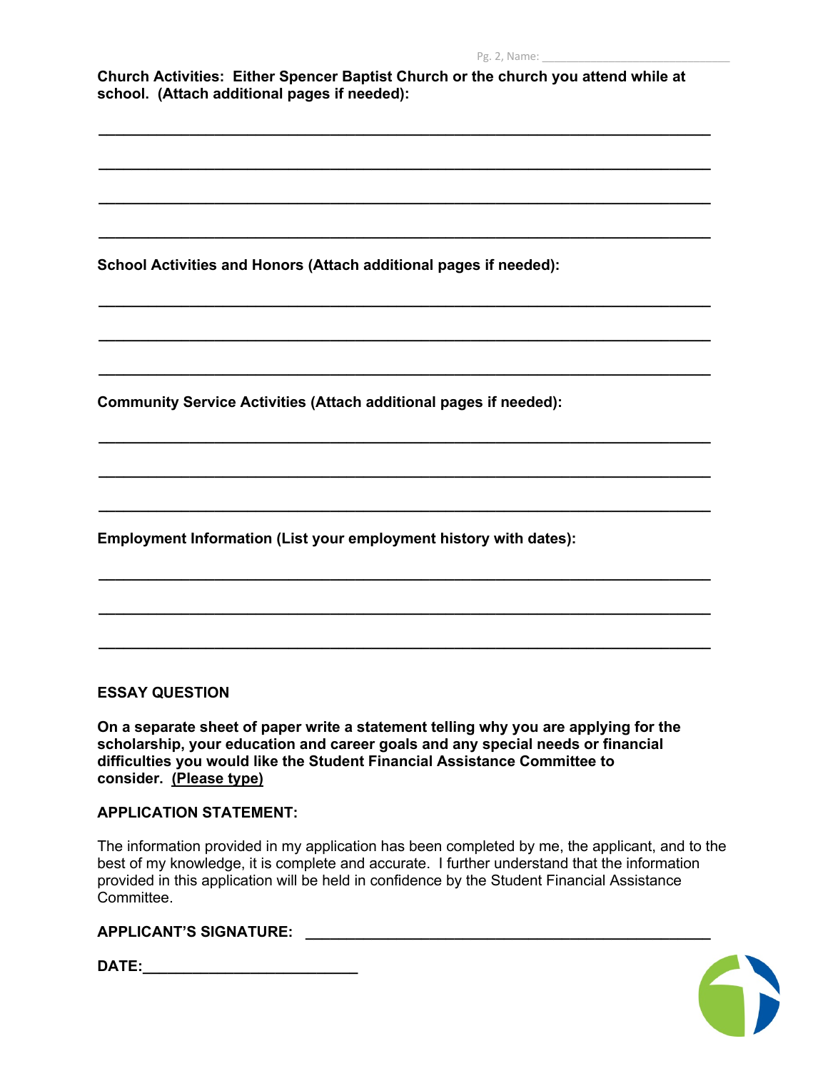**Church Activities: Either Spencer Baptist Church or the church you attend while at school. (Attach additional pages if needed):**

\_\_\_\_\_\_\_\_\_\_\_\_\_\_\_\_\_\_\_\_\_\_\_\_\_\_\_\_\_\_\_\_\_\_\_\_\_\_\_\_\_\_\_\_\_\_\_\_\_\_\_\_\_\_\_\_\_\_\_\_\_\_\_\_\_\_\_\_

\_\_\_\_\_\_\_\_\_\_\_\_\_\_\_\_\_\_\_\_\_\_\_\_\_\_\_\_\_\_\_\_\_\_\_\_\_\_\_\_\_\_\_\_\_\_\_\_\_\_\_\_\_\_\_\_\_\_\_\_\_\_\_\_\_\_\_\_

\_\_\_\_\_\_\_\_\_\_\_\_\_\_\_\_\_\_\_\_\_\_\_\_\_\_\_\_\_\_\_\_\_\_\_\_\_\_\_\_\_\_\_\_\_\_\_\_\_\_\_\_\_\_\_\_\_\_\_\_\_\_\_\_\_\_\_\_

\_\_\_\_\_\_\_\_\_\_\_\_\_\_\_\_\_\_\_\_\_\_\_\_\_\_\_\_\_\_\_\_\_\_\_\_\_\_\_\_\_\_\_\_\_\_\_\_\_\_\_\_\_\_\_\_\_\_\_\_\_\_\_\_\_\_\_\_

**School Activities and Honors (Attach additional pages if needed):**

\_\_\_\_\_\_\_\_\_\_\_\_\_\_\_\_\_\_\_\_\_\_\_\_\_\_\_\_\_\_\_\_\_\_\_\_\_\_\_\_\_\_\_\_\_\_\_\_\_\_\_\_\_\_\_\_\_\_\_\_\_\_\_\_\_\_\_\_

\_\_\_\_\_\_\_\_\_\_\_\_\_\_\_\_\_\_\_\_\_\_\_\_\_\_\_\_\_\_\_\_\_\_\_\_\_\_\_\_\_\_\_\_\_\_\_\_\_\_\_\_\_\_\_\_\_\_\_\_\_\_\_\_\_\_\_\_

\_\_\_\_\_\_\_\_\_\_\_\_\_\_\_\_\_\_\_\_\_\_\_\_\_\_\_\_\_\_\_\_\_\_\_\_\_\_\_\_\_\_\_\_\_\_\_\_\_\_\_\_\_\_\_\_\_\_\_\_\_\_\_\_\_\_\_\_

**Community Service Activities (Attach additional pages if needed):**

\_\_\_\_\_\_\_\_\_\_\_\_\_\_\_\_\_\_\_\_\_\_\_\_\_\_\_\_\_\_\_\_\_\_\_\_\_\_\_\_\_\_\_\_\_\_\_\_\_\_\_\_\_\_\_\_\_\_\_\_\_\_\_\_\_\_\_\_

\_\_\_\_\_\_\_\_\_\_\_\_\_\_\_\_\_\_\_\_\_\_\_\_\_\_\_\_\_\_\_\_\_\_\_\_\_\_\_\_\_\_\_\_\_\_\_\_\_\_\_\_\_\_\_\_\_\_\_\_\_\_\_\_\_\_\_\_

\_\_\_\_\_\_\_\_\_\_\_\_\_\_\_\_\_\_\_\_\_\_\_\_\_\_\_\_\_\_\_\_\_\_\_\_\_\_\_\_\_\_\_\_\_\_\_\_\_\_\_\_\_\_\_\_\_\_\_\_\_\_\_\_\_\_\_\_

**Employment Information (List your employment history with dates):**

\_\_\_\_\_\_\_\_\_\_\_\_\_\_\_\_\_\_\_\_\_\_\_\_\_\_\_\_\_\_\_\_\_\_\_\_\_\_\_\_\_\_\_\_\_\_\_\_\_\_\_\_\_\_\_\_\_\_\_\_\_\_\_\_\_\_\_\_

\_\_\_\_\_\_\_\_\_\_\_\_\_\_\_\_\_\_\_\_\_\_\_\_\_\_\_\_\_\_\_\_\_\_\_\_\_\_\_\_\_\_\_\_\_\_\_\_\_\_\_\_\_\_\_\_\_\_\_\_\_\_\_\_\_\_\_\_

\_\_\_\_\_\_\_\_\_\_\_\_\_\_\_\_\_\_\_\_\_\_\_\_\_\_\_\_\_\_\_\_\_\_\_\_\_\_\_\_\_\_\_\_\_\_\_\_\_\_\_\_\_\_\_\_\_\_\_\_\_\_\_\_\_\_\_\_

**ESSAY QUESTION**

**On a separate sheet of paper write a statement telling why you are applying for the scholarship, your education and career goals and any special needs or financial difficulties you would like the Student Financial Assistance Committee to consider. (Please type)**

**APPLICATION STATEMENT:**

The information provided in my application has been completed by me, the applicant, and to the best of my knowledge, it is complete and accurate. I further understand that the information provided in this application will be held in confidence by the Student Financial Assistance Committee.

**APPLICANT'S SIGNATURE:** \_\_\_\_\_\_\_\_\_\_\_\_\_\_\_\_\_\_\_\_\_\_\_\_\_\_\_\_\_\_\_\_\_\_\_\_\_\_\_\_

**DATE:**\_\_\_\_\_\_\_\_\_\_\_\_\_\_\_\_\_\_\_\_\_\_\_\_\_\_